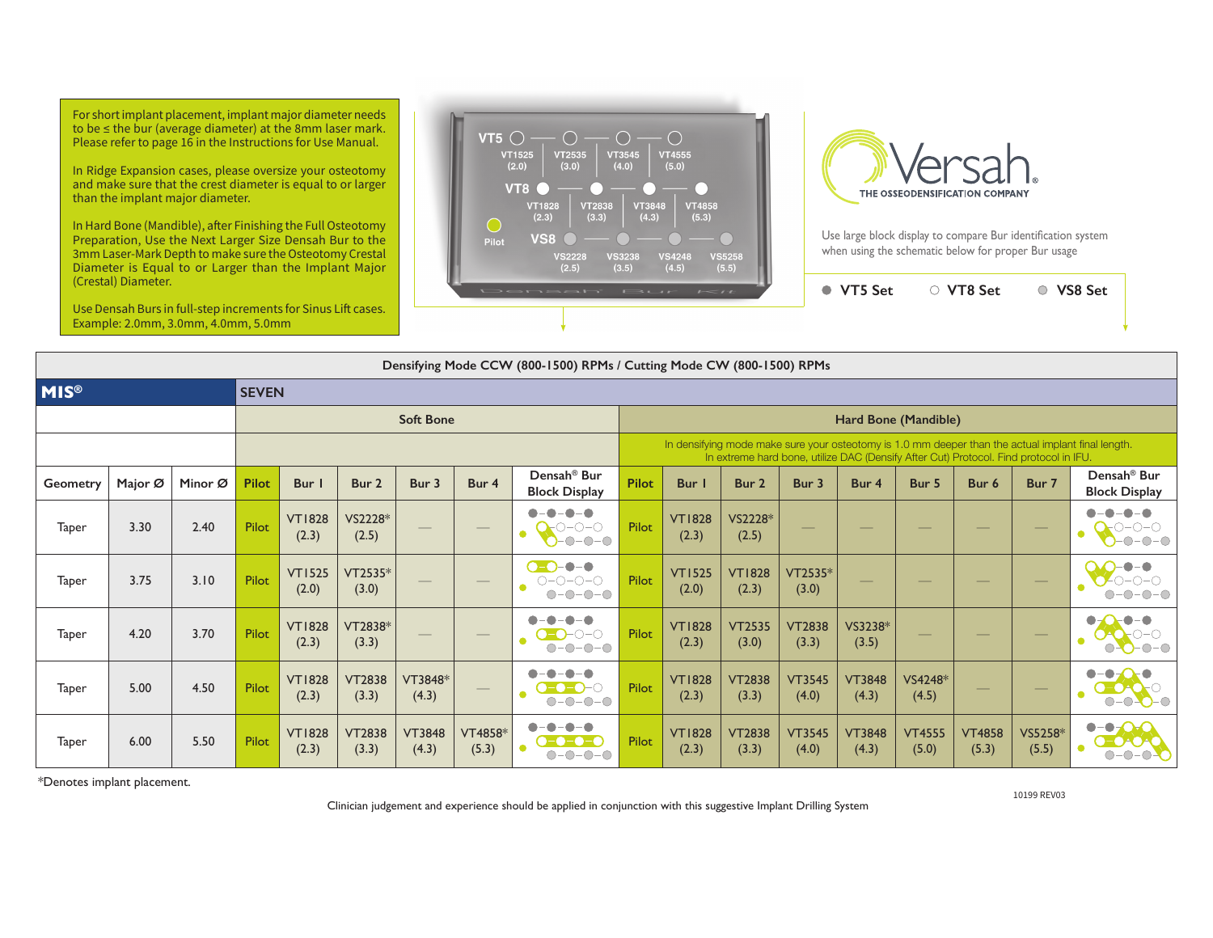For short implant placement, implant major diameter needs to be ≤ the bur (average diameter) at the 8mm laser mark. Please refer to page 16 in the Instructions for Use Manual.

In Ridge Expansion cases, please oversize your osteotomy and make sure that the crest diameter is equal to or larger than the implant major diameter.

In Hard Bone (Mandible), after Finishing the Full Osteotomy Preparation, Use the Next Larger Size Densah Bur to the 3mm Laser-Mark Depth to make sure the Osteotomy Crestal Diameter is Equal to or Larger than the Implant Major (Crestal) Diameter.

Use Densah Burs in full-step increments for Sinus Lift cases. Example: 2.0mm, 3.0mm, 4.0mm, 5.0mm

VT5: VT1525 (2.0), VT2535 (3.0), VT3545 (4.0), VT4555 (5.0)

VT8: VT1828 (2.3), VT2838 (3.3), VT3848 (4.3), VT4858 (5.3)

VS8: VS2228 (2.5), VS3238 (3.5), VS4248 (4.5), VS5258 (5.5)

Pilot

Densah Bur Kit

Versah® THE OSSEODENSIFICATION COMPANY

Use large block display to compare Bur identification system when using the schematic below for proper Bur usage

● VT5 Set ○ VT8 Set ◎ VS8 Set

**Densifying Mode CCW (800-1500) RPMs / Cutting Mode CW (800-1500) RPMs**

**MIS®** — **SEVEN**

| | | | Soft Bone | | | | | | Hard Bone (Mandible) | | | | | | | | |
|---|---|---|---|---|---|---|---|---|---|---|---|---|---|---|---|---|---|
| | | | | | | | | | In densifying mode make sure your osteotomy is 1.0 mm deeper than the actual implant final length. In extreme hard bone, utilize DAC (Densify After Cut) Protocol. Find protocol in IFU. | | | | | | | | |
| Geometry | Major Ø | Minor Ø | Pilot | Bur 1 | Bur 2 | Bur 3 | Bur 4 | Densah® Bur Block Display | Pilot | Bur 1 | Bur 2 | Bur 3 | Bur 4 | Bur 5 | Bur 6 | Bur 7 | Densah® Bur Block Display |
| Taper | 3.30 | 2.40 | Pilot | VT1828 (2.3) | VS2228* (2.5) | — | — | | Pilot | VT1828 (2.3) | VS2228* (2.5) | — | — | — | — | — | |
| Taper | 3.75 | 3.10 | Pilot | VT1525 (2.0) | VT2535* (3.0) | — | — | | Pilot | VT1525 (2.0) | VT1828 (2.3) | VT2535* (3.0) | — | — | — | — | |
| Taper | 4.20 | 3.70 | Pilot | VT1828 (2.3) | VT2838* (3.3) | — | — | | Pilot | VT1828 (2.3) | VT2535 (3.0) | VT2838 (3.3) | VS3238* (3.5) | — | — | — | |
| Taper | 5.00 | 4.50 | Pilot | VT1828 (2.3) | VT2838 (3.3) | VT3848* (4.3) | — | | Pilot | VT1828 (2.3) | VT2838 (3.3) | VT3545 (4.0) | VT3848 (4.3) | VS4248* (4.5) | — | — | |
| Taper | 6.00 | 5.50 | Pilot | VT1828 (2.3) | VT2838 (3.3) | VT3848 (4.3) | VT4858* (5.3) | | Pilot | VT1828 (2.3) | VT2838 (3.3) | VT3545 (4.0) | VT3848 (4.3) | VT4555 (5.0) | VT4858 (5.3) | VS5258* (5.5) | |

*Denotes implant placement.

10199 REV03

Clinician judgement and experience should be applied in conjunction with this suggestive Implant Drilling System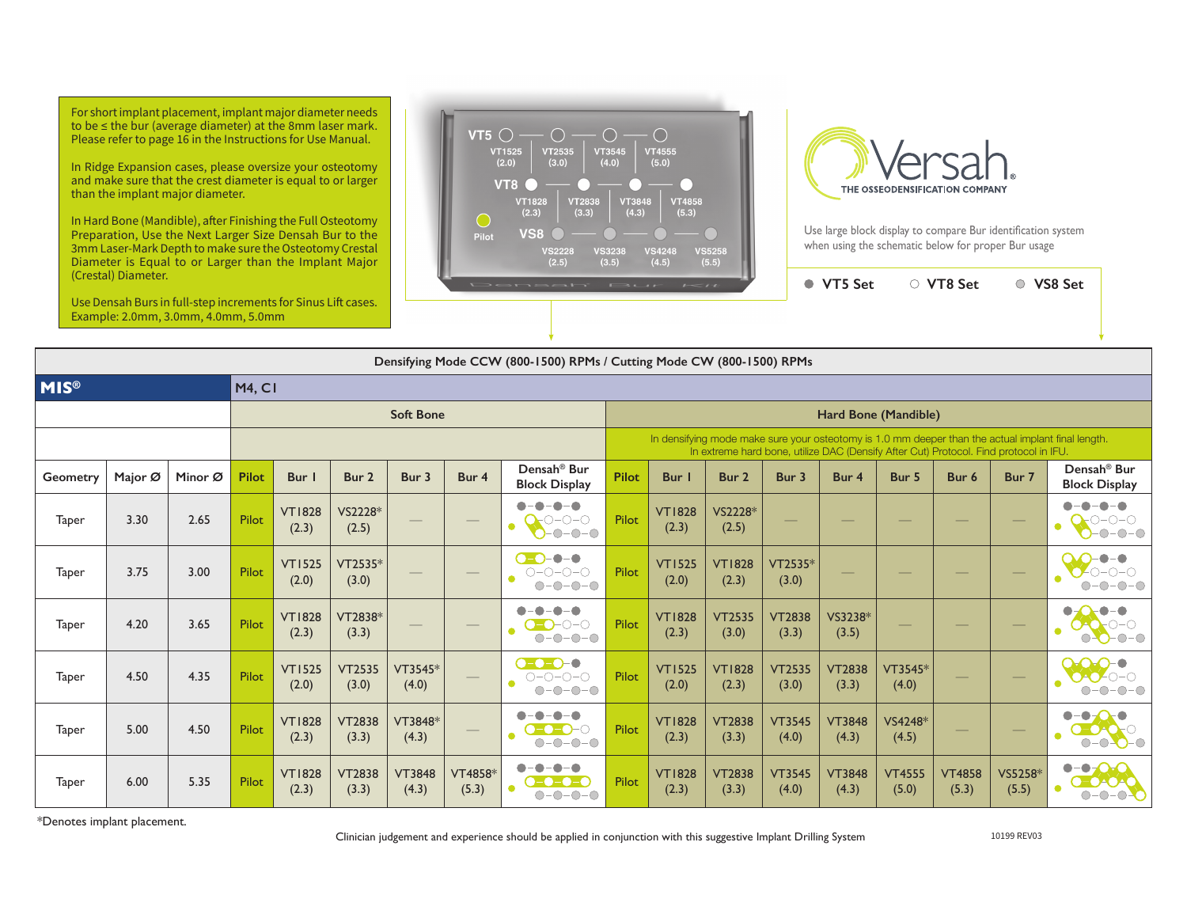For short implant placement, implant major diameter needs to be ≤ the bur (average diameter) at the 8mm laser mark. Please refer to page 16 in the Instructions for Use Manual.

In Ridge Expansion cases, please oversize your osteotomy and make sure that the crest diameter is equal to or larger than the implant major diameter.

In Hard Bone (Mandible), after Finishing the Full Osteotomy Preparation, Use the Next Larger Size Densah Bur to the 3mm Laser-Mark Depth to make sure the Osteotomy Crestal Diameter is Equal to or Larger than the Implant Major (Crestal) Diameter.

Use Densah Burs in full-step increments for Sinus Lift cases. Example: 2.0mm, 3.0mm, 4.0mm, 5.0mm

VT5: VT1525 (2.0) — VT2535 (3.0) — VT3545 (4.0) — VT4555 (5.0)

VT8: VT1828 (2.3) — VT2838 (3.3) — VT3848 (4.3) — VT4858 (5.3)

Pilot

VS8: VS2228 (2.5) — VS3238 (3.5) — VS4248 (4.5) — VS5258 (5.5)

Densah® Bur Kit

Versah® THE OSSEODENSIFICATION COMPANY

Use large block display to compare Bur identification system when using the schematic below for proper Bur usage

● VT5 Set ○ VT8 Set ◎ VS8 Set

| Densifying Mode CCW (800-1500) RPMs / Cutting Mode CW (800-1500) RPMs | | | | | | | | | | | | | | | | | | | |
|---|---|---|---|---|---|---|---|---|---|---|---|---|---|---|---|---|---|---|---|
| **MIS®** | | | M4, C1 | | | | | | | | | | | | | | | | |
| | | | Soft Bone | | | | | | Hard Bone (Mandible) | | | | | | | | | | |
| | | | | | | | | | In densifying mode make sure your osteotomy is 1.0 mm deeper than the actual implant final length. In extreme hard bone, utilize DAC (Densify After Cut) Protocol. Find protocol in IFU. | | | | | | | | | | |
| Geometry | Major Ø | Minor Ø | Pilot | Bur 1 | Bur 2 | Bur 3 | Bur 4 | Densah® Bur Block Display | Pilot | Bur 1 | Bur 2 | Bur 3 | Bur 4 | Bur 5 | Bur 6 | Bur 7 | Densah® Bur Block Display |
| Taper | 3.30 | 2.65 | Pilot | VT1828 (2.3) | VS2228* (2.5) | — | — | | Pilot | VT1828 (2.3) | VS2228* (2.5) | — | — | — | — | — | |
| Taper | 3.75 | 3.00 | Pilot | VT1525 (2.0) | VT2535* (3.0) | — | — | | Pilot | VT1525 (2.0) | VT1828 (2.3) | VT2535* (3.0) | — | — | — | — | |
| Taper | 4.20 | 3.65 | Pilot | VT1828 (2.3) | VT2838* (3.3) | — | — | | Pilot | VT1828 (2.3) | VT2535 (3.0) | VT2838 (3.3) | VS3238* (3.5) | — | — | — | |
| Taper | 4.50 | 4.35 | Pilot | VT1525 (2.0) | VT2535 (3.0) | VT3545* (4.0) | — | | Pilot | VT1525 (2.0) | VT1828 (2.3) | VT2535 (3.0) | VT2838 (3.3) | VT3545* (4.0) | — | — | |
| Taper | 5.00 | 4.50 | Pilot | VT1828 (2.3) | VT2838 (3.3) | VT3848* (4.3) | — | | Pilot | VT1828 (2.3) | VT2838 (3.3) | VT3545 (4.0) | VT3848 (4.3) | VS4248* (4.5) | — | — | |
| Taper | 6.00 | 5.35 | Pilot | VT1828 (2.3) | VT2838 (3.3) | VT3848 (4.3) | VT4858* (5.3) | | Pilot | VT1828 (2.3) | VT2838 (3.3) | VT3545 (4.0) | VT3848 (4.3) | VT4555 (5.0) | VT4858 (5.3) | VS5258* (5.5) | |

*Denotes implant placement.

Clinician judgement and experience should be applied in conjunction with this suggestive Implant Drilling System

10199 REV03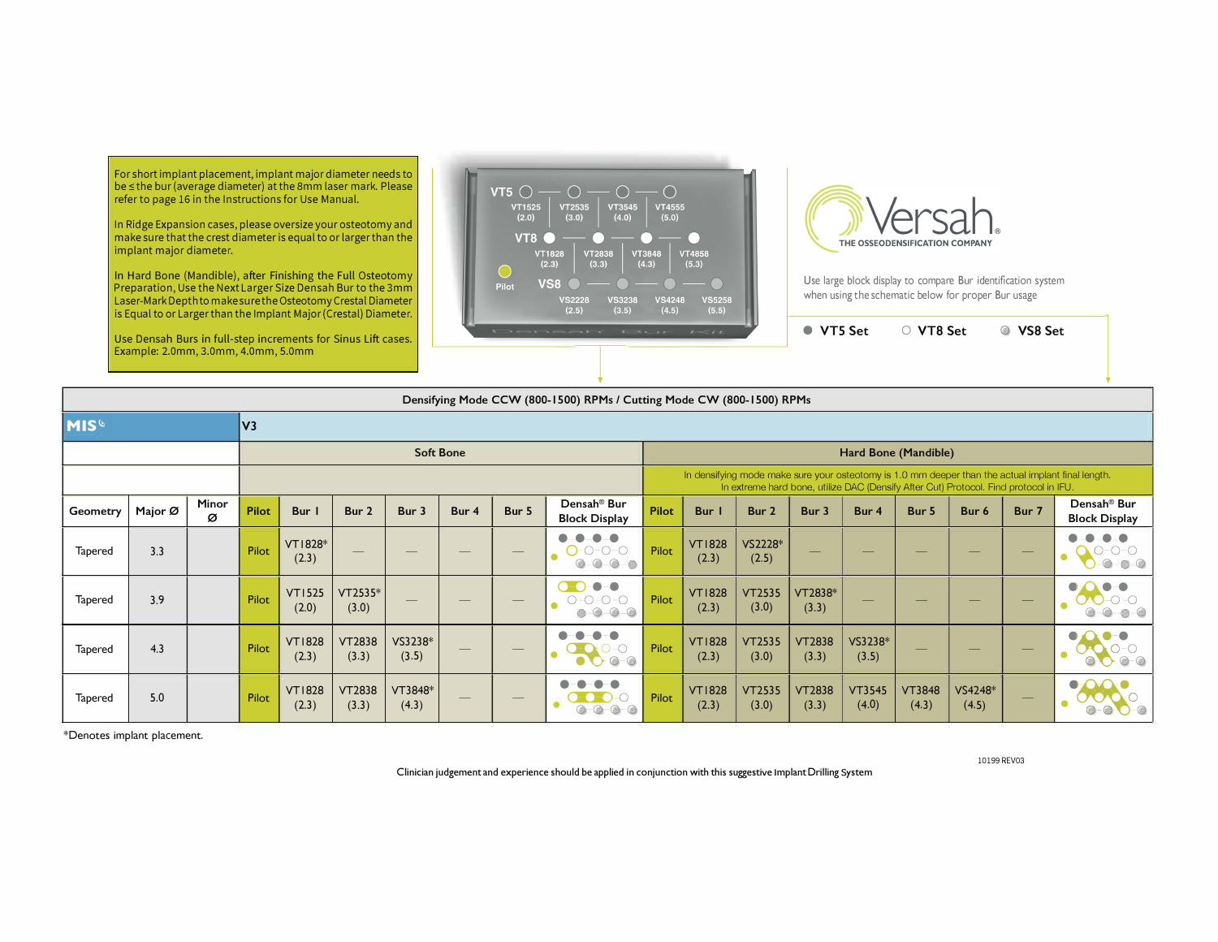For short implant placement, implant major diameter needs to be ≤ the bur (average diameter) at the 8mm laser mark. Please refer to page 16 in the Instructions for Use Manual.

In Ridge Expansion cases, please oversize your osteotomy and make sure that the crest diameter is equal to or larger than the implant major diameter.

In Hard Bone (Mandible), after Finishing the Full Osteotomy Preparation, Use the Next Larger Size Densah Bur to the 3mm Laser-Mark Depth to make sure the Osteotomy Crestal Diameter is Equal to or Larger than the Implant Major (Crestal) Diameter.

Use Densah Burs in full-step increments for Sinus Lift cases. Example: 2.0mm, 3.0mm, 4.0mm, 5.0mm

VT5: VT1525 (2.0), VT2535 (3.0), VT3545 (4.0), VT4555 (5.0)

VT8: VT1828 (2.3), VT2838 (3.3), VT3848 (4.3), VT4858 (5.3)

Pilot

VS8: VS2228 (2.5), VS3238 (3.5), VS4248 (4.5), VS5258 (5.5)

Densah Bur Kit

Versah®
THE OSSEODENSIFICATION COMPANY

Use large block display to compare Bur identification system when using the schematic below for proper Bur usage

● VT5 Set ○ VT8 Set ◉ VS8 Set

**Densifying Mode CCW (800-1500) RPMs / Cutting Mode CW (800-1500) RPMs**

| MIS | | | V3 | | | | | | | | | | | | | | | | |
|---|---|---|---|---|---|---|---|---|---|---|---|---|---|---|---|---|---|---|---|
| | | | Soft Bone | | | | | | | Hard Bone (Mandible) | | | | | | | | | |
| | | | | | | | | | | In densifying mode make sure your osteotomy is 1.0 mm deeper than the actual implant final length. In extreme hard bone, utilize DAC (Densify After Cut) Protocol. Find protocol in IFU. | | | | | | | | | |
| Geometry | Major Ø | Minor Ø | Pilot | Bur 1 | Bur 2 | Bur 3 | Bur 4 | Bur 5 | Densah® Bur Block Display | Pilot | Bur 1 | Bur 2 | Bur 3 | Bur 4 | Bur 5 | Bur 6 | Bur 7 | Densah® Bur Block Display |
| Tapered | 3.3 | | Pilot | VT1828* (2.3) | — | — | — | — | | Pilot | VT1828 (2.3) | VS2228* (2.5) | — | — | — | — | — | |
| Tapered | 3.9 | | Pilot | VT1525 (2.0) | VT2535* (3.0) | — | — | — | | Pilot | VT1828 (2.3) | VT2535 (3.0) | VT2838* (3.3) | — | — | — | — | |
| Tapered | 4.3 | | Pilot | VT1828 (2.3) | VT2838 (3.3) | VS3238* (3.5) | — | — | | Pilot | VT1828 (2.3) | VT2535 (3.0) | VT2838 (3.3) | VS3238* (3.5) | — | — | — | |
| Tapered | 5.0 | | Pilot | VT1828 (2.3) | VT2838 (3.3) | VT3848* (4.3) | — | — | | Pilot | VT1828 (2.3) | VT2535 (3.0) | VT2838 (3.3) | VT3545 (4.0) | VT3848 (4.3) | VS4248* (4.5) | — | |

*Denotes implant placement.

10199 REV03

Clinician judgement and experience should be applied in conjunction with this suggestive Implant Drilling System